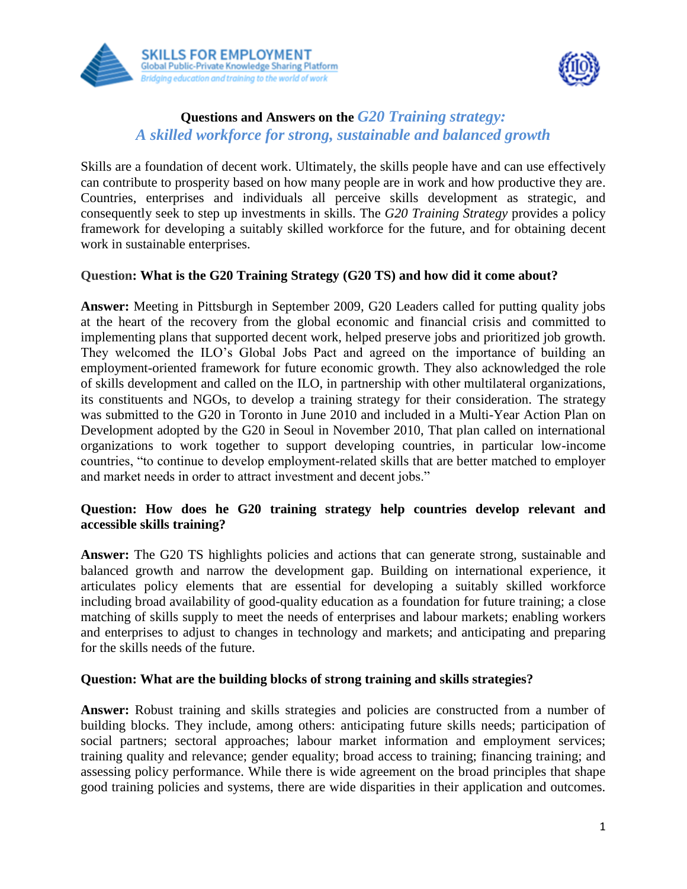# Questions and Answers on the *G20 Training strategy: A skilled workforce for strong, sustainable and balanced growth*

Skills are a foundation of decent work. Ultimately, the skills people have and can use effectively can contribute to prosperity based on how many people are in work and how productive they are. Countries, enterprises and individuals all perceive skills development as strategic, and consequently seek to step up investments in skills. The *G20 Training Strategy* provides a policy framework for developing a suitably skilled workforce for the future, and for obtaining decent work in sustainable enterprises.

**Question: What is the G20 Training Strategy (G20 TS) and how did it come about?**

**Answer:** Meeting in Pittsburgh in September 2009, G20 Leaders called for putting quality jobs at the heart of the recovery from the global economic and financial crisis and committed to implementing plans that supported decent work, helped preserve jobs and prioritized job growth. They welcomed the ILO's Global Jobs Pact and agreed on the importance of building an employment-oriented framework for future economic growth. They also acknowledged the role of skills development and called on the ILO, in partnership with other multilateral organizations, its constituents and NGOs, to develop a training strategy for their consideration. The strategy was submitted to the G20 in Toronto in June 2010 and included in a Multi-Year Action Plan on Development adopted by the G20 in Seoul in November 2010, That plan called on international organizations to work together to support developing countries, in particular low-income countries, "to continue to develop employment-related skills that are better matched to employer and market needs in order to attract investment and decent jobs."

**Question: How does he G20 training strategy help countries develop relevant and accessible skills training?**

**Answer:** The G20 TS highlights policies and actions that can generate strong, sustainable and balanced growth and narrow the development gap. Building on international experience, it articulates policy elements that are essential for developing a suitably skilled workforce including broad availability of good-quality education as a foundation for future training; a close matching of skills supply to meet the needs of enterprises and labour markets; enabling workers and enterprises to adjust to changes in technology and markets; and anticipating and preparing for the skills needs of the future.

**Question: What are the building blocks of strong training and skills strategies?**

**Answer:** Robust training and skills strategies and policies are constructed from a number of building blocks. They include, among others: anticipating future skills needs; participation of social partners; sectoral approaches; labour market information and employment services; training quality and relevance; gender equality; broad access to training; financing training; and assessing policy performance. While there is wide agreement on the broad principles that shape good training policies and systems, there are wide disparities in their application and outcomes.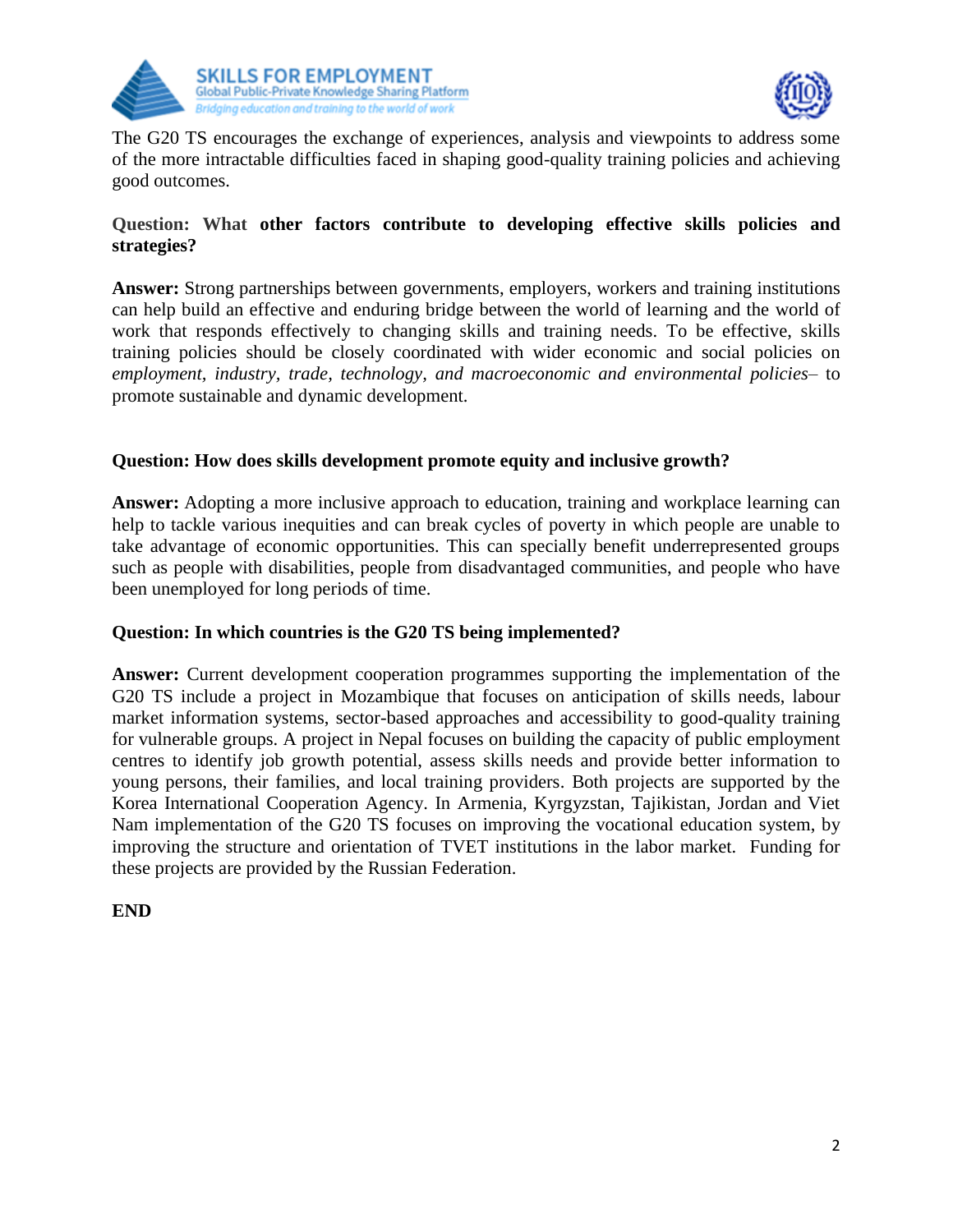The G20 TS encourages the exchange of experiences, analysis and viewpoints to address some of the more intractable difficulties faced in shaping good-quality training policies and achieving good outcomes.

**Question: What other factors contribute to developing effective skills policies and strategies?**

**Answer:** Strong partnerships between governments, employers, workers and training institutions can help build an effective and enduring bridge between the world of learning and the world of work that responds effectively to changing skills and training needs. To be effective, skills training policies should be closely coordinated with wider economic and social policies on *employment, industry, trade, technology, and macroeconomic and environmental policies*– to promote sustainable and dynamic development.

**Question: How does skills development promote equity and inclusive growth?**

**Answer:** Adopting a more inclusive approach to education, training and workplace learning can help to tackle various inequities and can break cycles of poverty in which people are unable to take advantage of economic opportunities. This can specially benefit underrepresented groups such as people with disabilities, people from disadvantaged communities, and people who have been unemployed for long periods of time.

**Question: In which countries is the G20 TS being implemented?**

**Answer:** Current development cooperation programmes supporting the implementation of the G20 TS include a project in Mozambique that focuses on anticipation of skills needs, labour market information systems, sector-based approaches and accessibility to good-quality training for vulnerable groups. A project in Nepal focuses on building the capacity of public employment centres to identify job growth potential, assess skills needs and provide better information to young persons, their families, and local training providers. Both projects are supported by the Korea International Cooperation Agency. In Armenia, Kyrgyzstan, Tajikistan, Jordan and Viet Nam implementation of the G20 TS focuses on improving the vocational education system, by improving the structure and orientation of TVET institutions in the labor market. Funding for these projects are provided by the Russian Federation.

**END**